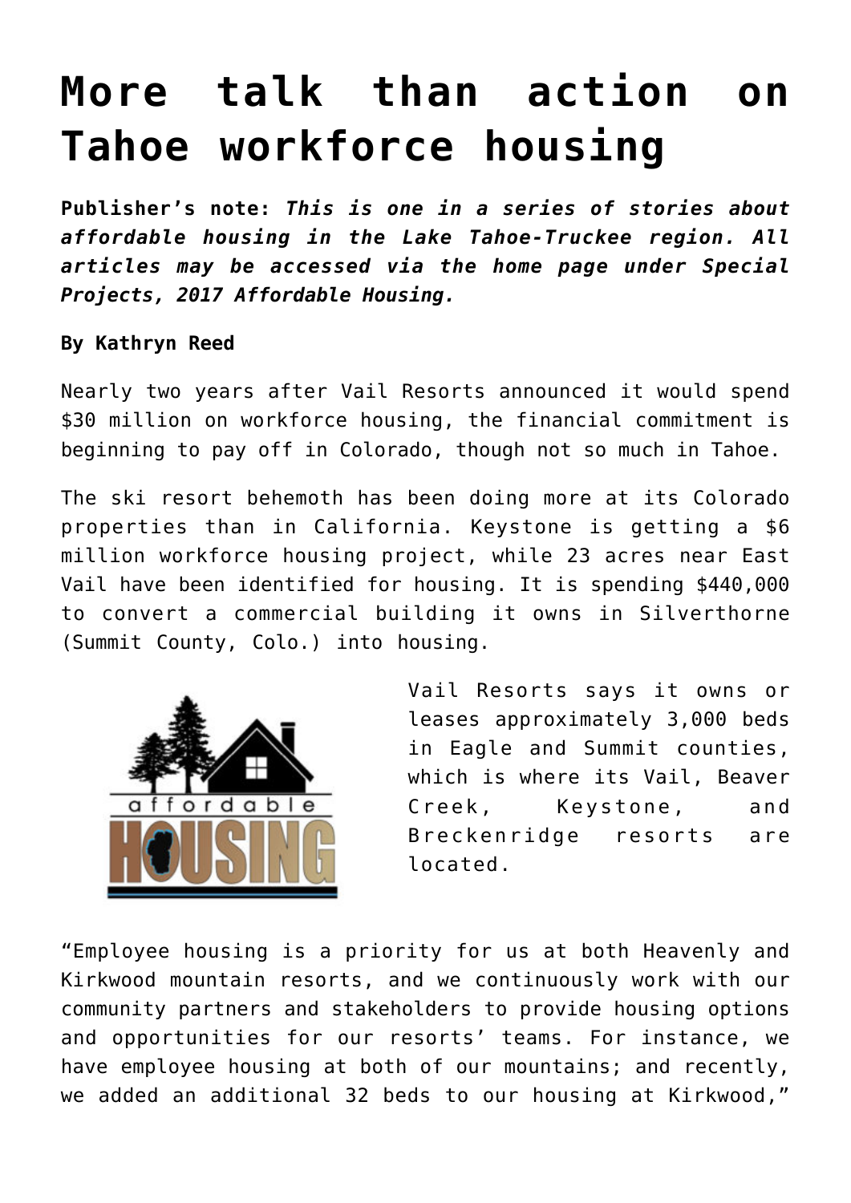# More talk than action on Tahoe workforce housing

**Publisher's note:** ***This is one in a series of stories about affordable housing in the Lake Tahoe-Truckee region. All articles may be accessed via the home page under Special Projects, 2017 Affordable Housing.***

**By Kathryn Reed**

Nearly two years after Vail Resorts announced it would spend $30 million on workforce housing, the financial commitment is beginning to pay off in Colorado, though not so much in Tahoe.

The ski resort behemoth has been doing more at its Colorado properties than in California. Keystone is getting a $6 million workforce housing project, while 23 acres near East Vail have been identified for housing. It is spending $440,000 to convert a commercial building it owns in Silverthorne (Summit County, Colo.) into housing.

Vail Resorts says it owns or leases approximately 3,000 beds in Eagle and Summit counties, which is where its Vail, Beaver Creek, Keystone, and Breckenridge resorts are located.

"Employee housing is a priority for us at both Heavenly and Kirkwood mountain resorts, and we continuously work with our community partners and stakeholders to provide housing options and opportunities for our resorts' teams. For instance, we have employee housing at both of our mountains; and recently, we added an additional 32 beds to our housing at Kirkwood,"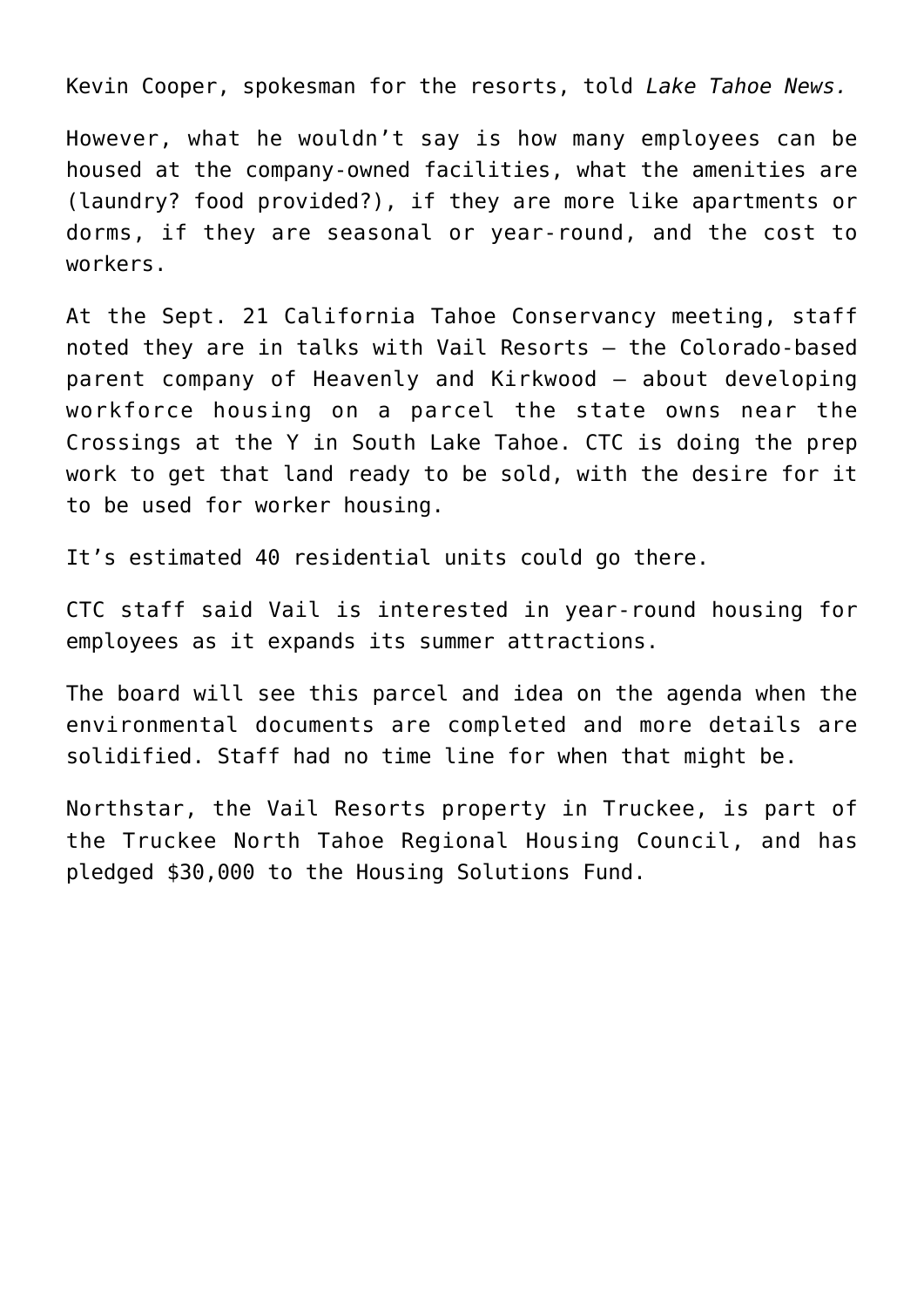Kevin Cooper, spokesman for the resorts, told *Lake Tahoe News.*

However, what he wouldn't say is how many employees can be housed at the company-owned facilities, what the amenities are (laundry? food provided?), if they are more like apartments or dorms, if they are seasonal or year-round, and the cost to workers.

At the Sept. 21 California Tahoe Conservancy meeting, staff noted they are in talks with Vail Resorts – the Colorado-based parent company of Heavenly and Kirkwood – about developing workforce housing on a parcel the state owns near the Crossings at the Y in South Lake Tahoe. CTC is doing the prep work to get that land ready to be sold, with the desire for it to be used for worker housing.

It's estimated 40 residential units could go there.

CTC staff said Vail is interested in year-round housing for employees as it expands its summer attractions.

The board will see this parcel and idea on the agenda when the environmental documents are completed and more details are solidified. Staff had no time line for when that might be.

Northstar, the Vail Resorts property in Truckee, is part of the Truckee North Tahoe Regional Housing Council, and has pledged $30,000 to the Housing Solutions Fund.